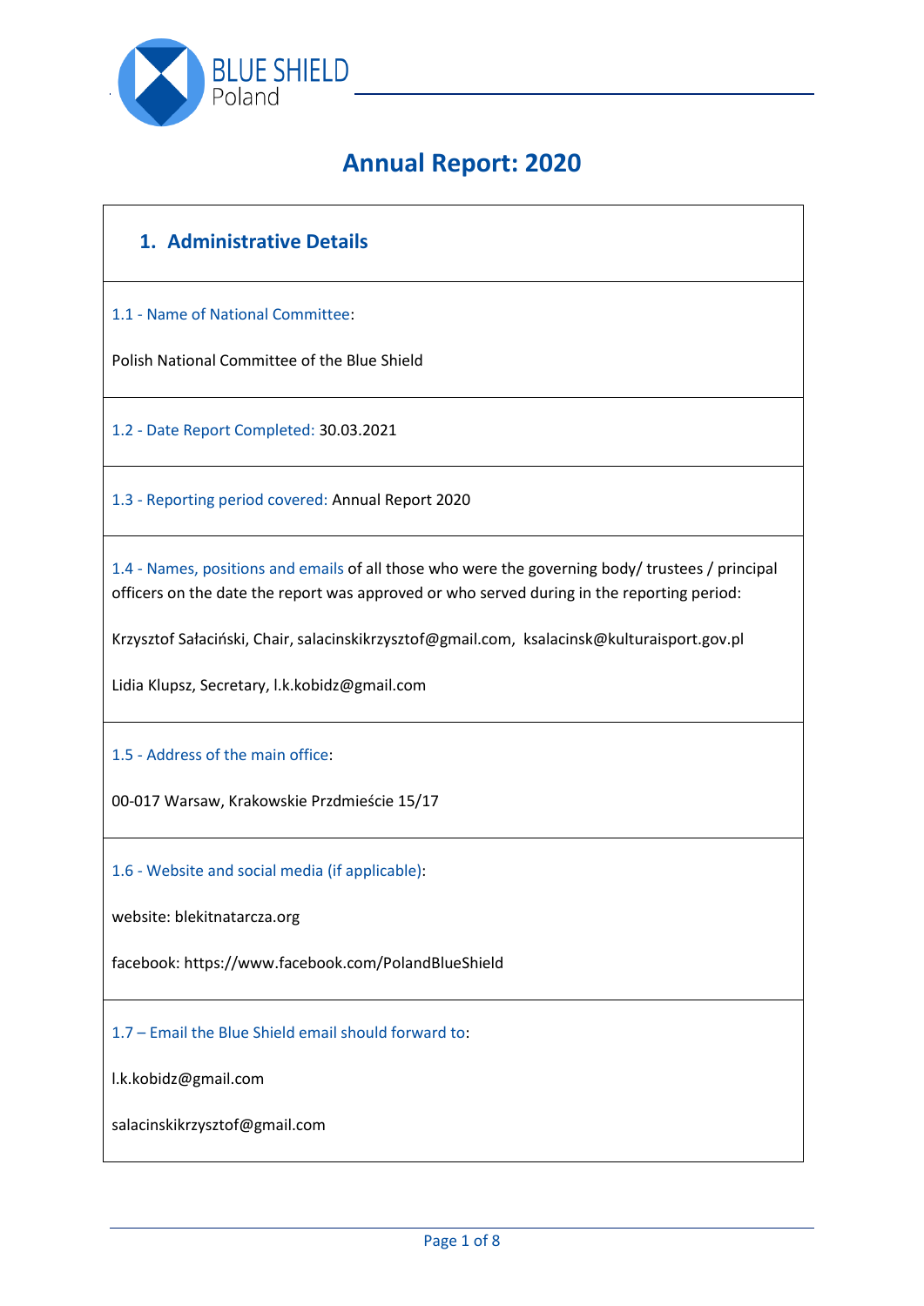BLUE SHIELD Poland

# Annual Report: 2020

## 1. Administrative Details

1.1 - Name of National Committee:

Polish National Committee of the Blue Shield

1.2 - Date Report Completed: 30.03.2021

1.3 - Reporting period covered: Annual Report 2020

1.4 - Names, positions and emails of all those who were the governing body/ trustees / principal officers on the date the report was approved or who served during in the reporting period:

Krzysztof Sałaciński, Chair, salacinskikrzysztof@gmail.com, ksalacinsk@kulturaisport.gov.pl

Lidia Klupsz, Secretary, l.k.kobidz@gmail.com

1.5 - Address of the main office:

00-017 Warsaw, Krakowskie Przdmieście 15/17

1.6 - Website and social media (if applicable):

website: blekitnatarcza.org

facebook: https://www.facebook.com/PolandBlueShield

1.7 – Email the Blue Shield email should forward to:

l.k.kobidz@gmail.com

salacinskikrzysztof@gmail.com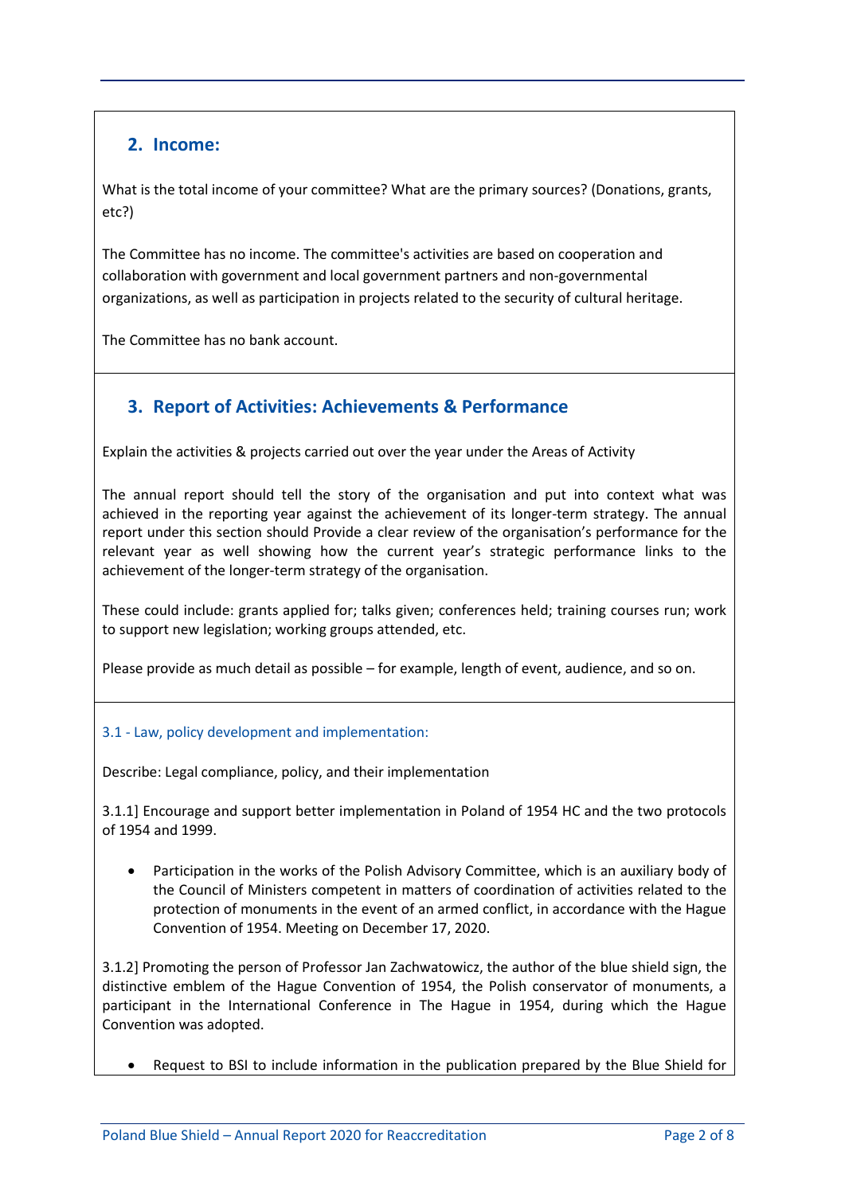## 2. Income:

What is the total income of your committee? What are the primary sources? (Donations, grants, etc?)

The Committee has no income. The committee's activities are based on cooperation and collaboration with government and local government partners and non-governmental organizations, as well as participation in projects related to the security of cultural heritage.

The Committee has no bank account.

## 3. Report of Activities: Achievements & Performance

Explain the activities & projects carried out over the year under the Areas of Activity

The annual report should tell the story of the organisation and put into context what was achieved in the reporting year against the achievement of its longer-term strategy. The annual report under this section should Provide a clear review of the organisation's performance for the relevant year as well showing how the current year's strategic performance links to the achievement of the longer-term strategy of the organisation.

These could include: grants applied for; talks given; conferences held; training courses run; work to support new legislation; working groups attended, etc.

Please provide as much detail as possible – for example, length of event, audience, and so on.

### 3.1 - Law, policy development and implementation:

Describe: Legal compliance, policy, and their implementation

3.1.1] Encourage and support better implementation in Poland of 1954 HC and the two protocols of 1954 and 1999.

- Participation in the works of the Polish Advisory Committee, which is an auxiliary body of the Council of Ministers competent in matters of coordination of activities related to the protection of monuments in the event of an armed conflict, in accordance with the Hague Convention of 1954. Meeting on December 17, 2020.

3.1.2] Promoting the person of Professor Jan Zachwatowicz, the author of the blue shield sign, the distinctive emblem of the Hague Convention of 1954, the Polish conservator of monuments, a participant in the International Conference in The Hague in 1954, during which the Hague Convention was adopted.

- Request to BSI to include information in the publication prepared by the Blue Shield for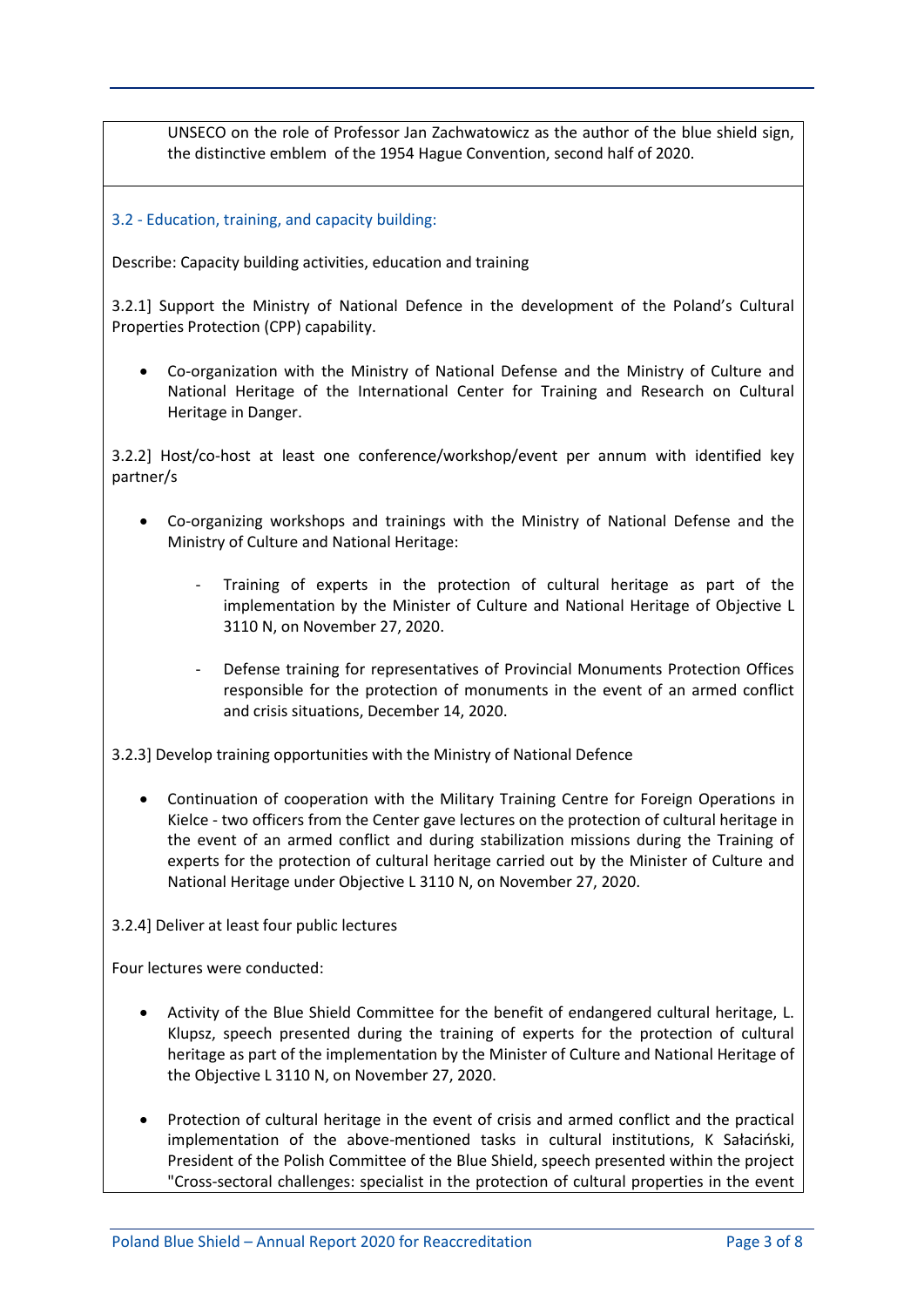UNSECO on the role of Professor Jan Zachwatowicz as the author of the blue shield sign, the distinctive emblem of the 1954 Hague Convention, second half of 2020.

### 3.2 - Education, training, and capacity building:

Describe: Capacity building activities, education and training

3.2.1] Support the Ministry of National Defence in the development of the Poland's Cultural Properties Protection (CPP) capability.

- Co-organization with the Ministry of National Defense and the Ministry of Culture and National Heritage of the International Center for Training and Research on Cultural Heritage in Danger.

3.2.2] Host/co-host at least one conference/workshop/event per annum with identified key partner/s

- Co-organizing workshops and trainings with the Ministry of National Defense and the Ministry of Culture and National Heritage:
    - Training of experts in the protection of cultural heritage as part of the implementation by the Minister of Culture and National Heritage of Objective L 3110 N, on November 27, 2020.
    - Defense training for representatives of Provincial Monuments Protection Offices responsible for the protection of monuments in the event of an armed conflict and crisis situations, December 14, 2020.

3.2.3] Develop training opportunities with the Ministry of National Defence

- Continuation of cooperation with the Military Training Centre for Foreign Operations in Kielce - two officers from the Center gave lectures on the protection of cultural heritage in the event of an armed conflict and during stabilization missions during the Training of experts for the protection of cultural heritage carried out by the Minister of Culture and National Heritage under Objective L 3110 N, on November 27, 2020.

3.2.4] Deliver at least four public lectures

Four lectures were conducted:

- Activity of the Blue Shield Committee for the benefit of endangered cultural heritage, L. Klupsz, speech presented during the training of experts for the protection of cultural heritage as part of the implementation by the Minister of Culture and National Heritage of the Objective L 3110 N, on November 27, 2020.
- Protection of cultural heritage in the event of crisis and armed conflict and the practical implementation of the above-mentioned tasks in cultural institutions, K Sałaciński, President of the Polish Committee of the Blue Shield, speech presented within the project "Cross-sectoral challenges: specialist in the protection of cultural properties in the event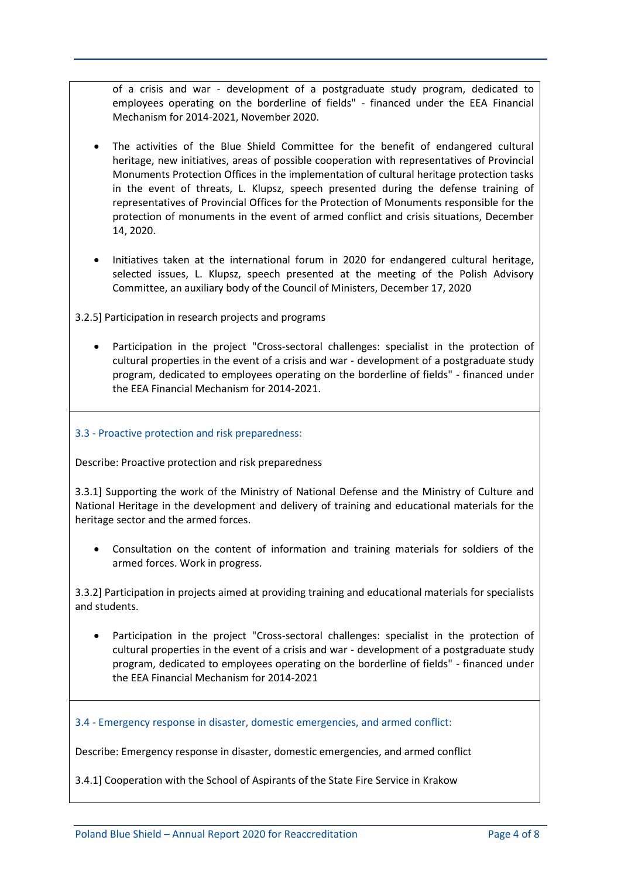of a crisis and war - development of a postgraduate study program, dedicated to employees operating on the borderline of fields" - financed under the EEA Financial Mechanism for 2014-2021, November 2020.

- The activities of the Blue Shield Committee for the benefit of endangered cultural heritage, new initiatives, areas of possible cooperation with representatives of Provincial Monuments Protection Offices in the implementation of cultural heritage protection tasks in the event of threats, L. Klupsz, speech presented during the defense training of representatives of Provincial Offices for the Protection of Monuments responsible for the protection of monuments in the event of armed conflict and crisis situations, December 14, 2020.

- Initiatives taken at the international forum in 2020 for endangered cultural heritage, selected issues, L. Klupsz, speech presented at the meeting of the Polish Advisory Committee, an auxiliary body of the Council of Ministers, December 17, 2020

3.2.5] Participation in research projects and programs

- Participation in the project "Cross-sectoral challenges: specialist in the protection of cultural properties in the event of a crisis and war - development of a postgraduate study program, dedicated to employees operating on the borderline of fields" - financed under the EEA Financial Mechanism for 2014-2021.

### 3.3 - Proactive protection and risk preparedness:

Describe: Proactive protection and risk preparedness

3.3.1] Supporting the work of the Ministry of National Defense and the Ministry of Culture and National Heritage in the development and delivery of training and educational materials for the heritage sector and the armed forces.

- Consultation on the content of information and training materials for soldiers of the armed forces. Work in progress.

3.3.2] Participation in projects aimed at providing training and educational materials for specialists and students.

- Participation in the project "Cross-sectoral challenges: specialist in the protection of cultural properties in the event of a crisis and war - development of a postgraduate study program, dedicated to employees operating on the borderline of fields" - financed under the EEA Financial Mechanism for 2014-2021

### 3.4 - Emergency response in disaster, domestic emergencies, and armed conflict:

Describe: Emergency response in disaster, domestic emergencies, and armed conflict

3.4.1] Cooperation with the School of Aspirants of the State Fire Service in Krakow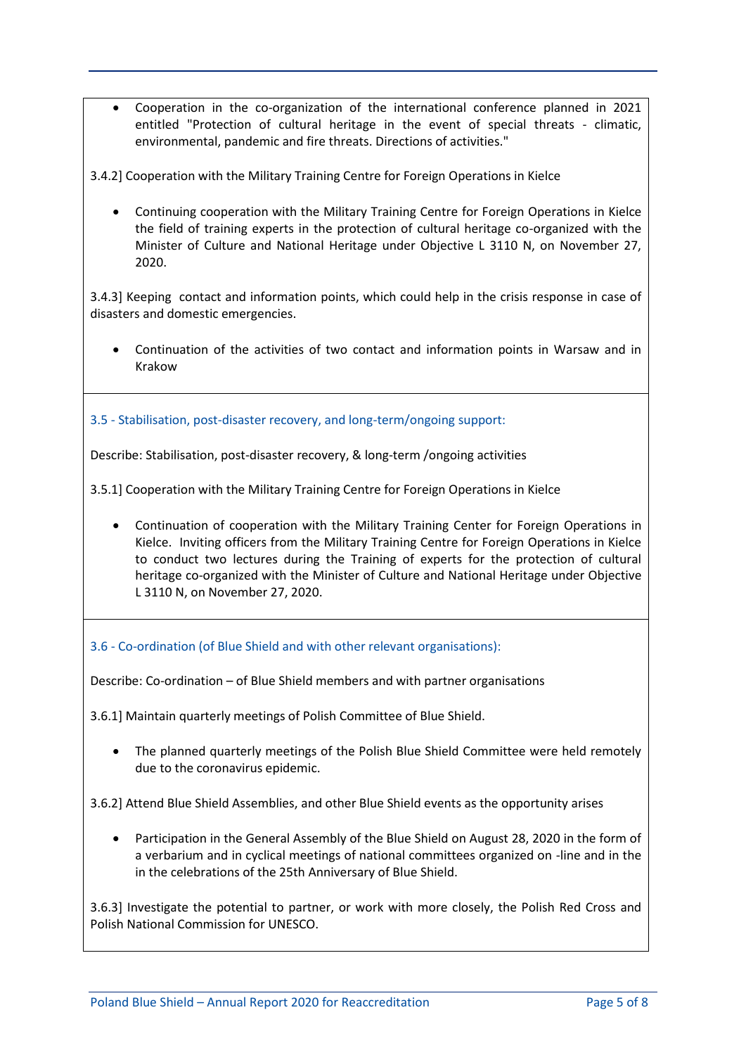- Cooperation in the co-organization of the international conference planned in 2021 entitled "Protection of cultural heritage in the event of special threats - climatic, environmental, pandemic and fire threats. Directions of activities."

3.4.2] Cooperation with the Military Training Centre for Foreign Operations in Kielce

- Continuing cooperation with the Military Training Centre for Foreign Operations in Kielce the field of training experts in the protection of cultural heritage co-organized with the Minister of Culture and National Heritage under Objective L 3110 N, on November 27, 2020.

3.4.3] Keeping contact and information points, which could help in the crisis response in case of disasters and domestic emergencies.

- Continuation of the activities of two contact and information points in Warsaw and in Krakow

### 3.5 - Stabilisation, post-disaster recovery, and long-term/ongoing support:

Describe: Stabilisation, post-disaster recovery, & long-term /ongoing activities

3.5.1] Cooperation with the Military Training Centre for Foreign Operations in Kielce

- Continuation of cooperation with the Military Training Center for Foreign Operations in Kielce. Inviting officers from the Military Training Centre for Foreign Operations in Kielce to conduct two lectures during the Training of experts for the protection of cultural heritage co-organized with the Minister of Culture and National Heritage under Objective L 3110 N, on November 27, 2020.

### 3.6 - Co-ordination (of Blue Shield and with other relevant organisations):

Describe: Co-ordination – of Blue Shield members and with partner organisations

3.6.1] Maintain quarterly meetings of Polish Committee of Blue Shield.

- The planned quarterly meetings of the Polish Blue Shield Committee were held remotely due to the coronavirus epidemic.

3.6.2] Attend Blue Shield Assemblies, and other Blue Shield events as the opportunity arises

- Participation in the General Assembly of the Blue Shield on August 28, 2020 in the form of a verbarium and in cyclical meetings of national committees organized on -line and in the in the celebrations of the 25th Anniversary of Blue Shield.

3.6.3] Investigate the potential to partner, or work with more closely, the Polish Red Cross and Polish National Commission for UNESCO.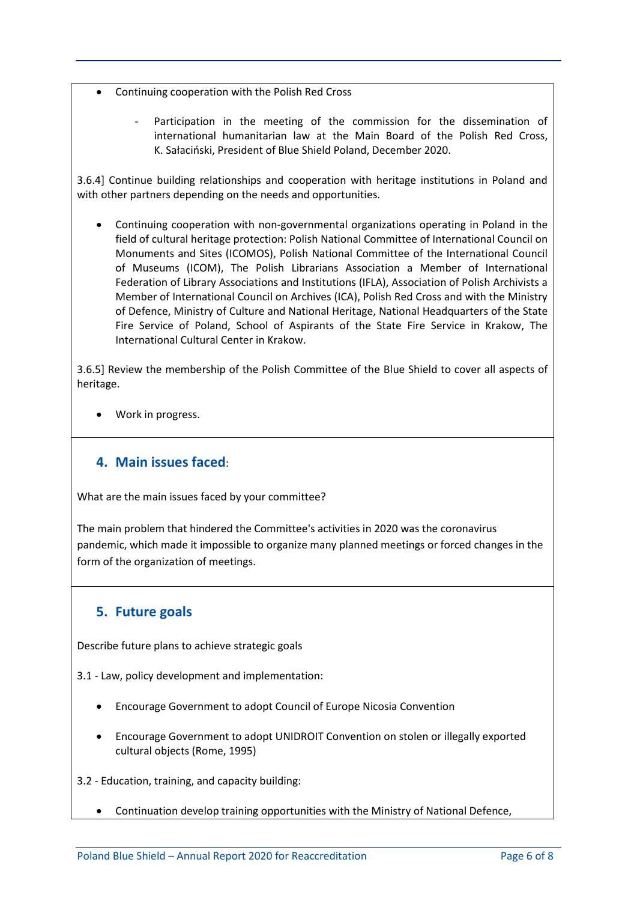- Continuing cooperation with the Polish Red Cross

  - Participation in the meeting of the commission for the dissemination of international humanitarian law at the Main Board of the Polish Red Cross, K. Sałaciński, President of Blue Shield Poland, December 2020.

3.6.4] Continue building relationships and cooperation with heritage institutions in Poland and with other partners depending on the needs and opportunities.

- Continuing cooperation with non-governmental organizations operating in Poland in the field of cultural heritage protection: Polish National Committee of International Council on Monuments and Sites (ICOMOS), Polish National Committee of the International Council of Museums (ICOM), The Polish Librarians Association a Member of International Federation of Library Associations and Institutions (IFLA), Association of Polish Archivists a Member of International Council on Archives (ICA), Polish Red Cross and with the Ministry of Defence, Ministry of Culture and National Heritage, National Headquarters of the State Fire Service of Poland, School of Aspirants of the State Fire Service in Krakow, The International Cultural Center in Krakow.

3.6.5] Review the membership of the Polish Committee of the Blue Shield to cover all aspects of heritage.

- Work in progress.

## 4. Main issues faced:

What are the main issues faced by your committee?

The main problem that hindered the Committee's activities in 2020 was the coronavirus pandemic, which made it impossible to organize many planned meetings or forced changes in the form of the organization of meetings.

## 5. Future goals

Describe future plans to achieve strategic goals

3.1 - Law, policy development and implementation:

- Encourage Government to adopt Council of Europe Nicosia Convention
- Encourage Government to adopt UNIDROIT Convention on stolen or illegally exported cultural objects (Rome, 1995)

3.2 - Education, training, and capacity building:

- Continuation develop training opportunities with the Ministry of National Defence,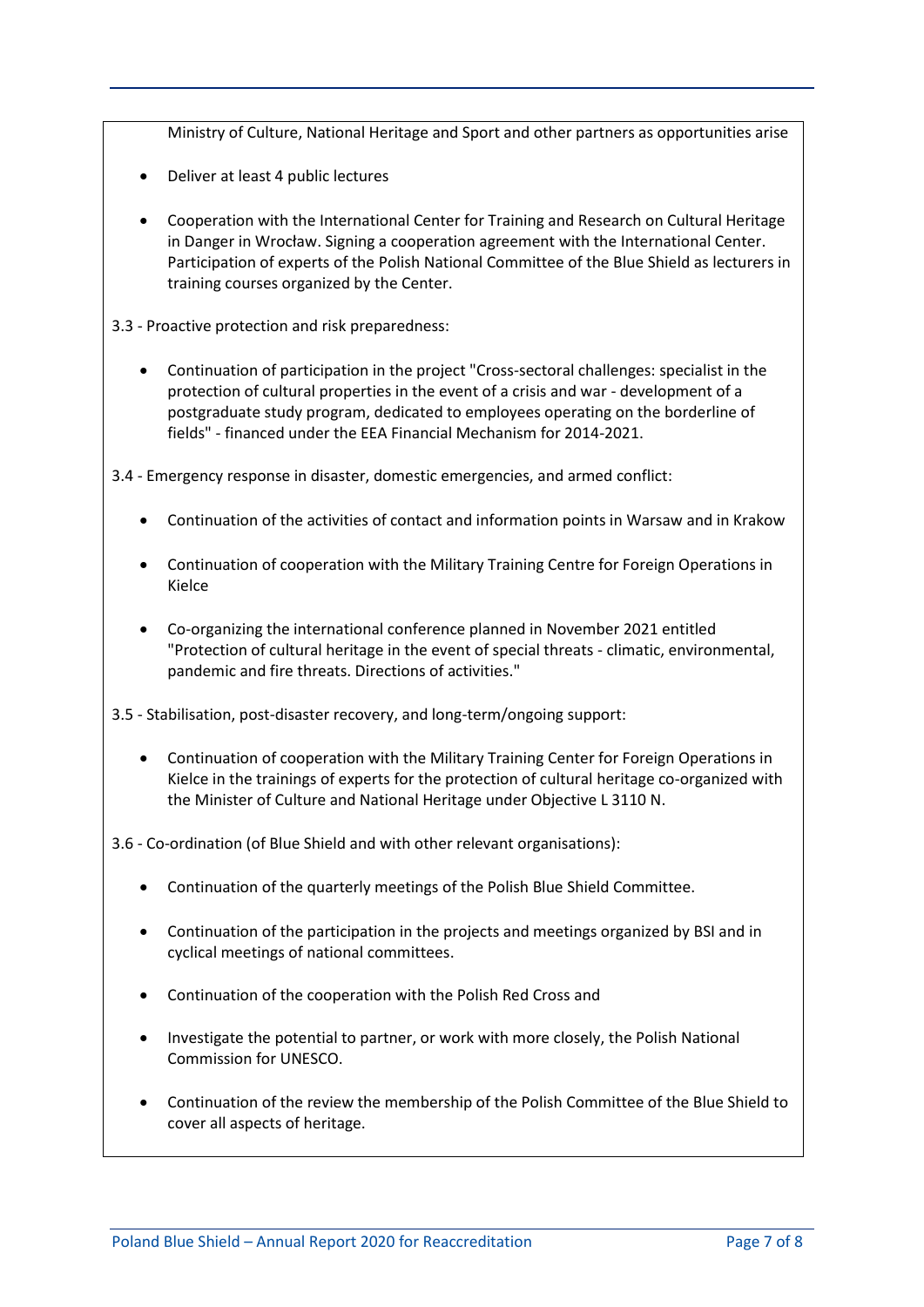Ministry of Culture, National Heritage and Sport and other partners as opportunities arise

- Deliver at least 4 public lectures
- Cooperation with the International Center for Training and Research on Cultural Heritage in Danger in Wrocław. Signing a cooperation agreement with the International Center. Participation of experts of the Polish National Committee of the Blue Shield as lecturers in training courses organized by the Center.

3.3 - Proactive protection and risk preparedness:

- Continuation of participation in the project "Cross-sectoral challenges: specialist in the protection of cultural properties in the event of a crisis and war - development of a postgraduate study program, dedicated to employees operating on the borderline of fields" - financed under the EEA Financial Mechanism for 2014-2021.

3.4 - Emergency response in disaster, domestic emergencies, and armed conflict:

- Continuation of the activities of contact and information points in Warsaw and in Krakow
- Continuation of cooperation with the Military Training Centre for Foreign Operations in Kielce
- Co-organizing the international conference planned in November 2021 entitled "Protection of cultural heritage in the event of special threats - climatic, environmental, pandemic and fire threats. Directions of activities."

3.5 - Stabilisation, post-disaster recovery, and long-term/ongoing support:

- Continuation of cooperation with the Military Training Center for Foreign Operations in Kielce in the trainings of experts for the protection of cultural heritage co-organized with the Minister of Culture and National Heritage under Objective L 3110 N.

3.6 - Co-ordination (of Blue Shield and with other relevant organisations):

- Continuation of the quarterly meetings of the Polish Blue Shield Committee.
- Continuation of the participation in the projects and meetings organized by BSI and in cyclical meetings of national committees.
- Continuation of the cooperation with the Polish Red Cross and
- Investigate the potential to partner, or work with more closely, the Polish National Commission for UNESCO.
- Continuation of the review the membership of the Polish Committee of the Blue Shield to cover all aspects of heritage.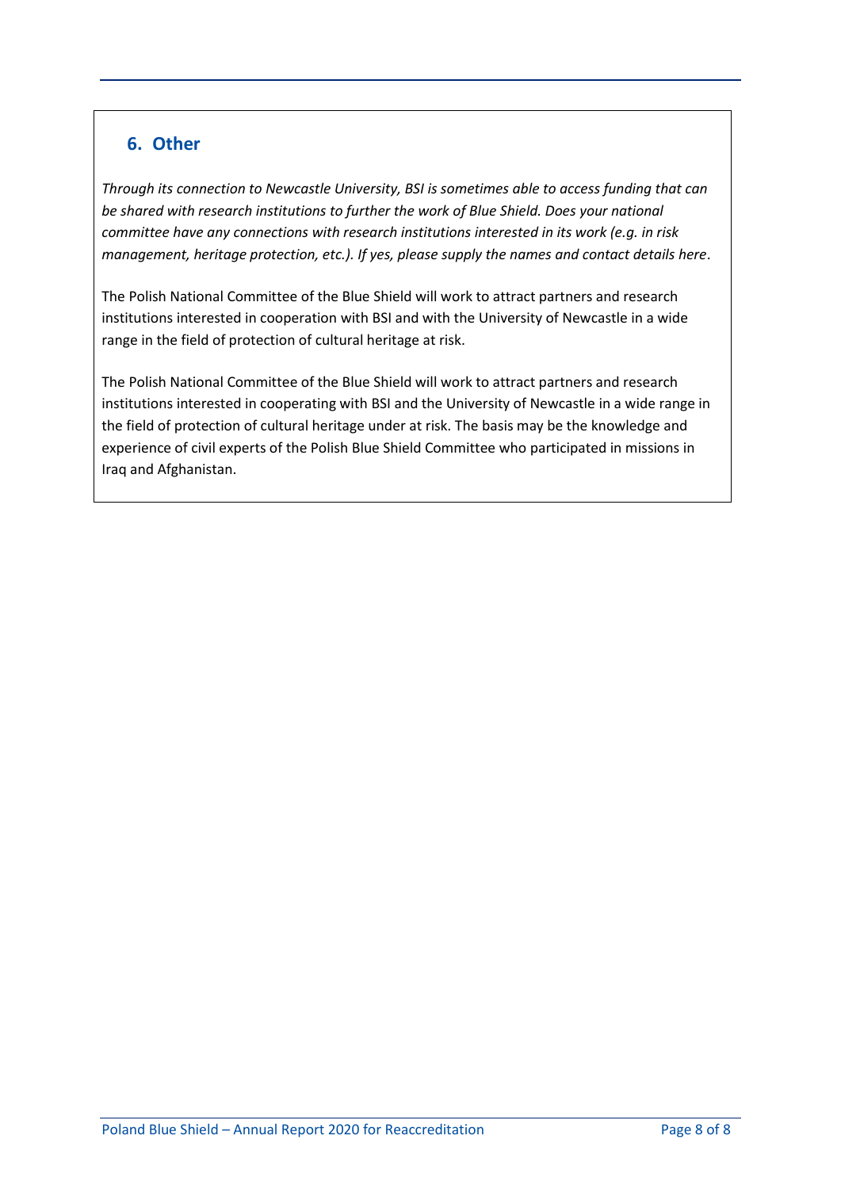## 6. Other

*Through its connection to Newcastle University, BSI is sometimes able to access funding that can be shared with research institutions to further the work of Blue Shield. Does your national committee have any connections with research institutions interested in its work (e.g. in risk management, heritage protection, etc.). If yes, please supply the names and contact details here*.

The Polish National Committee of the Blue Shield will work to attract partners and research institutions interested in cooperation with BSI and with the University of Newcastle in a wide range in the field of protection of cultural heritage at risk.

The Polish National Committee of the Blue Shield will work to attract partners and research institutions interested in cooperating with BSI and the University of Newcastle in a wide range in the field of protection of cultural heritage under at risk. The basis may be the knowledge and experience of civil experts of the Polish Blue Shield Committee who participated in missions in Iraq and Afghanistan.